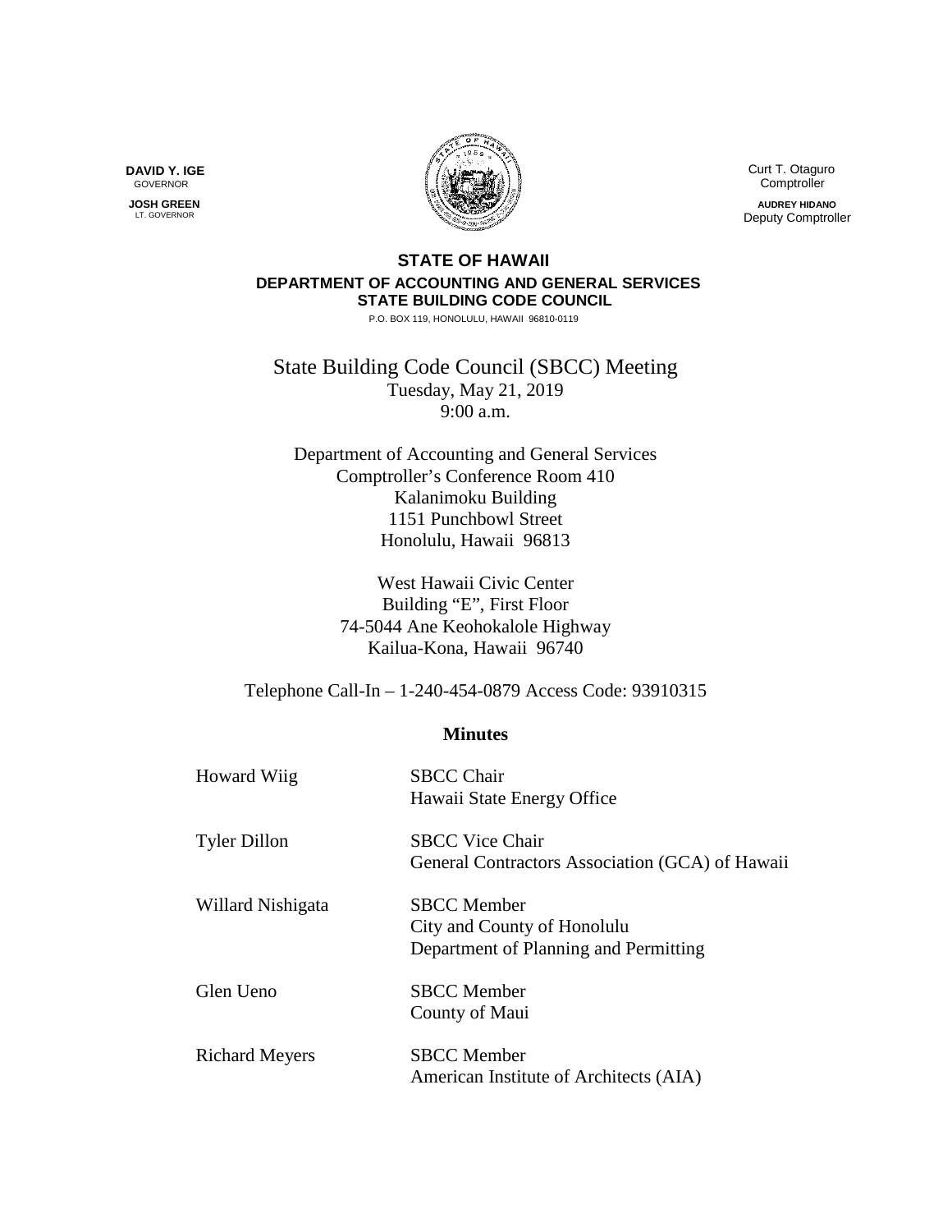**DAVID Y. IGE**
GOVERNOR

**JOSH GREEN**
LT. GOVERNOR

Curt T. Otaguro
Comptroller

**AUDREY HIDANO**
Deputy Comptroller

**STATE OF HAWAII**
**DEPARTMENT OF ACCOUNTING AND GENERAL SERVICES**
**STATE BUILDING CODE COUNCIL**
P.O. BOX 119, HONOLULU, HAWAII 96810-0119

# State Building Code Council (SBCC) Meeting

Tuesday, May 21, 2019
9:00 a.m.

Department of Accounting and General Services
Comptroller's Conference Room 410
Kalanimoku Building
1151 Punchbowl Street
Honolulu, Hawaii 96813

West Hawaii Civic Center
Building "E", First Floor
74-5044 Ane Keohokalole Highway
Kailua-Kona, Hawaii 96740

Telephone Call-In – 1-240-454-0879 Access Code: 93910315

## Minutes

| | |
|---|---|
| Howard Wiig | SBCC Chair<br>Hawaii State Energy Office |
| Tyler Dillon | SBCC Vice Chair<br>General Contractors Association (GCA) of Hawaii |
| Willard Nishigata | SBCC Member<br>City and County of Honolulu<br>Department of Planning and Permitting |
| Glen Ueno | SBCC Member<br>County of Maui |
| Richard Meyers | SBCC Member<br>American Institute of Architects (AIA) |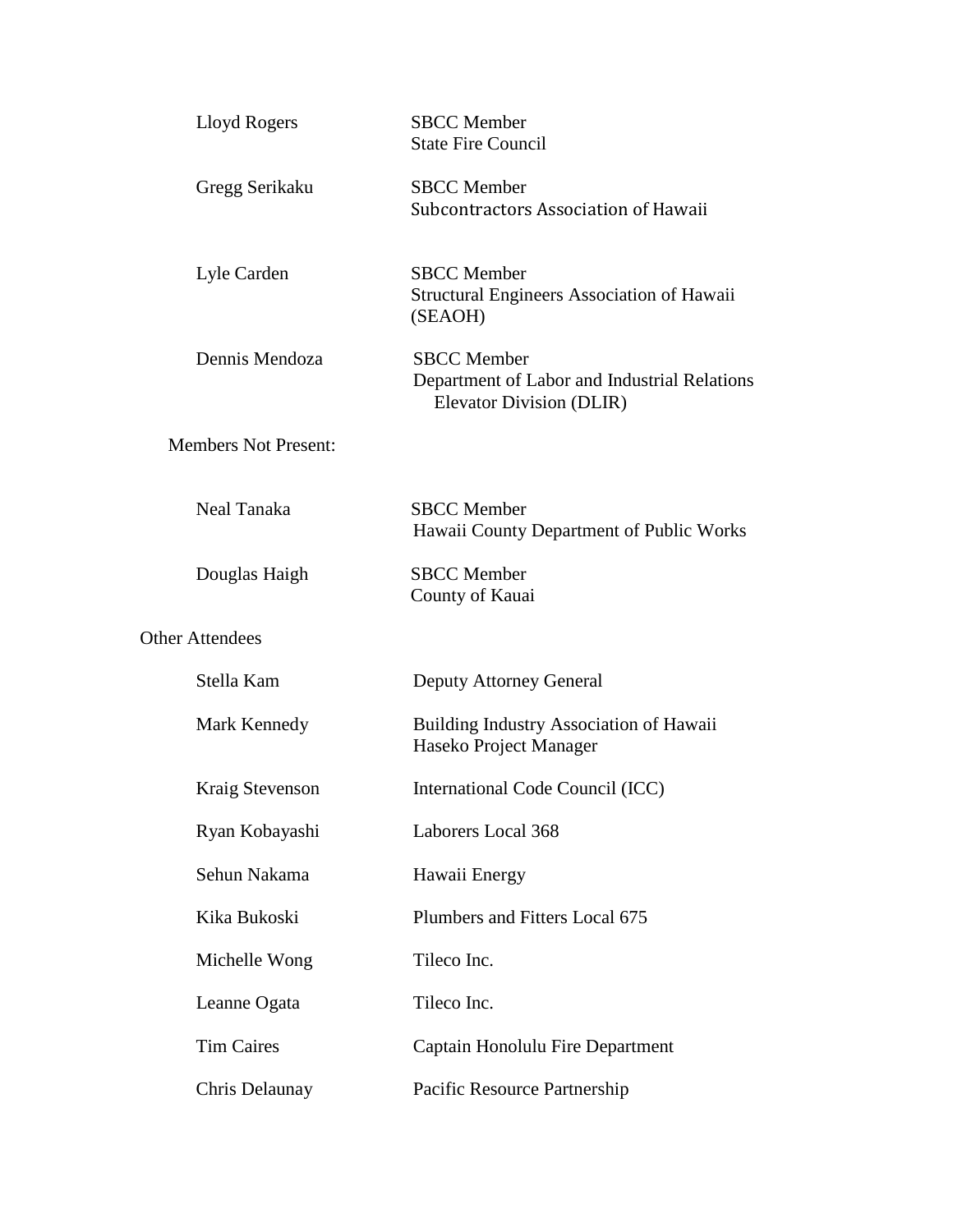| | |
|---|---|
| Lloyd Rogers | SBCC Member<br>State Fire Council |
| Gregg Serikaku | SBCC Member<br>Subcontractors Association of Hawaii |
| Lyle Carden | SBCC Member<br>Structural Engineers Association of Hawaii (SEAOH) |
| Dennis Mendoza | SBCC Member<br>Department of Labor and Industrial Relations Elevator Division (DLIR) |

Members Not Present:

| | |
|---|---|
| Neal Tanaka | SBCC Member<br>Hawaii County Department of Public Works |
| Douglas Haigh | SBCC Member<br>County of Kauai |

Other Attendees

| | |
|---|---|
| Stella Kam | Deputy Attorney General |
| Mark Kennedy | Building Industry Association of Hawaii<br>Haseko Project Manager |
| Kraig Stevenson | International Code Council (ICC) |
| Ryan Kobayashi | Laborers Local 368 |
| Sehun Nakama | Hawaii Energy |
| Kika Bukoski | Plumbers and Fitters Local 675 |
| Michelle Wong | Tileco Inc. |
| Leanne Ogata | Tileco Inc. |
| Tim Caires | Captain Honolulu Fire Department |
| Chris Delaunay | Pacific Resource Partnership |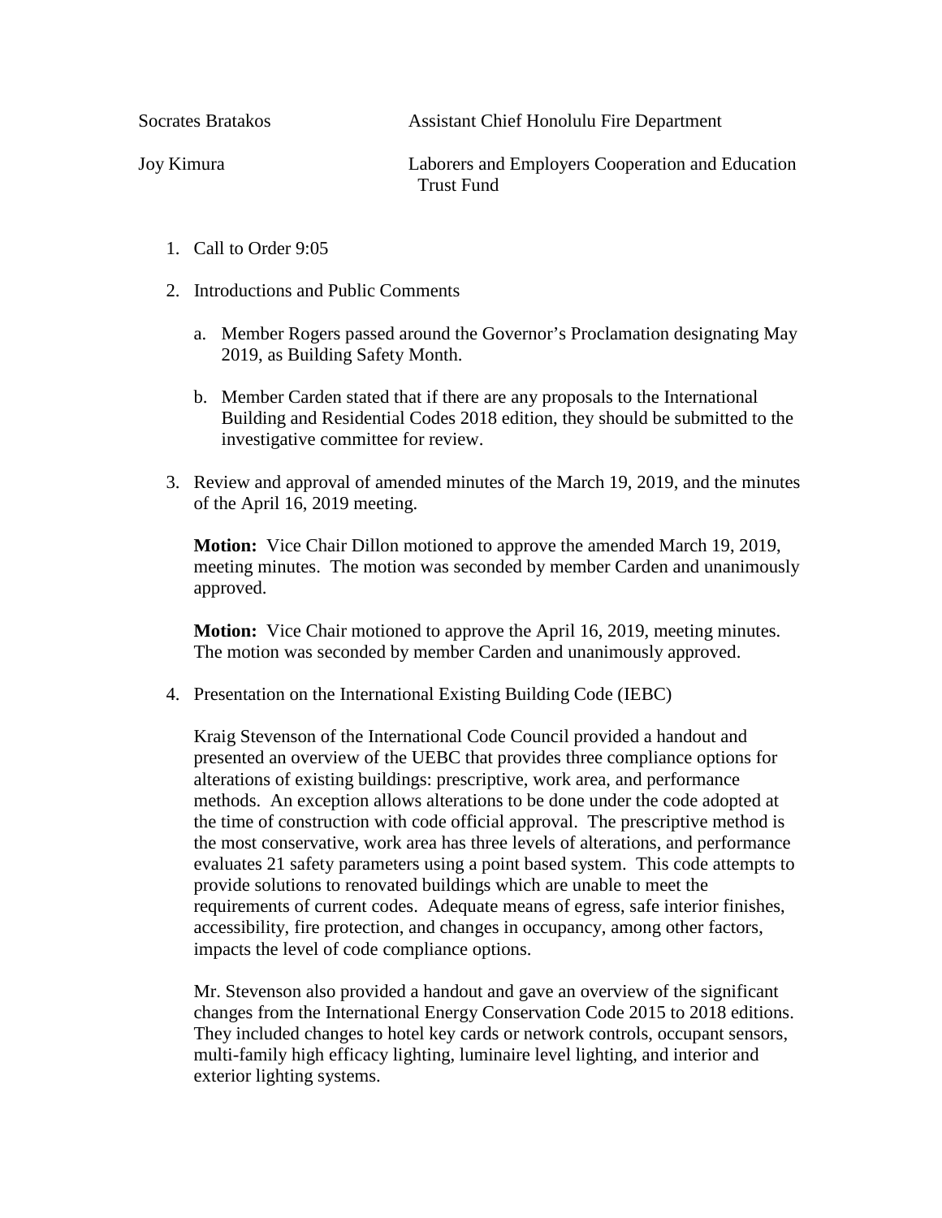| | |
|---|---|
| Socrates Bratakos | Assistant Chief Honolulu Fire Department |
| Joy Kimura | Laborers and Employers Cooperation and Education Trust Fund |

1. Call to Order 9:05

2. Introductions and Public Comments

   a. Member Rogers passed around the Governor's Proclamation designating May 2019, as Building Safety Month.

   b. Member Carden stated that if there are any proposals to the International Building and Residential Codes 2018 edition, they should be submitted to the investigative committee for review.

3. Review and approval of amended minutes of the March 19, 2019, and the minutes of the April 16, 2019 meeting.

   **Motion:** Vice Chair Dillon motioned to approve the amended March 19, 2019, meeting minutes. The motion was seconded by member Carden and unanimously approved.

   **Motion:** Vice Chair motioned to approve the April 16, 2019, meeting minutes. The motion was seconded by member Carden and unanimously approved.

4. Presentation on the International Existing Building Code (IEBC)

   Kraig Stevenson of the International Code Council provided a handout and presented an overview of the UEBC that provides three compliance options for alterations of existing buildings: prescriptive, work area, and performance methods. An exception allows alterations to be done under the code adopted at the time of construction with code official approval. The prescriptive method is the most conservative, work area has three levels of alterations, and performance evaluates 21 safety parameters using a point based system. This code attempts to provide solutions to renovated buildings which are unable to meet the requirements of current codes. Adequate means of egress, safe interior finishes, accessibility, fire protection, and changes in occupancy, among other factors, impacts the level of code compliance options.

   Mr. Stevenson also provided a handout and gave an overview of the significant changes from the International Energy Conservation Code 2015 to 2018 editions. They included changes to hotel key cards or network controls, occupant sensors, multi-family high efficacy lighting, luminaire level lighting, and interior and exterior lighting systems.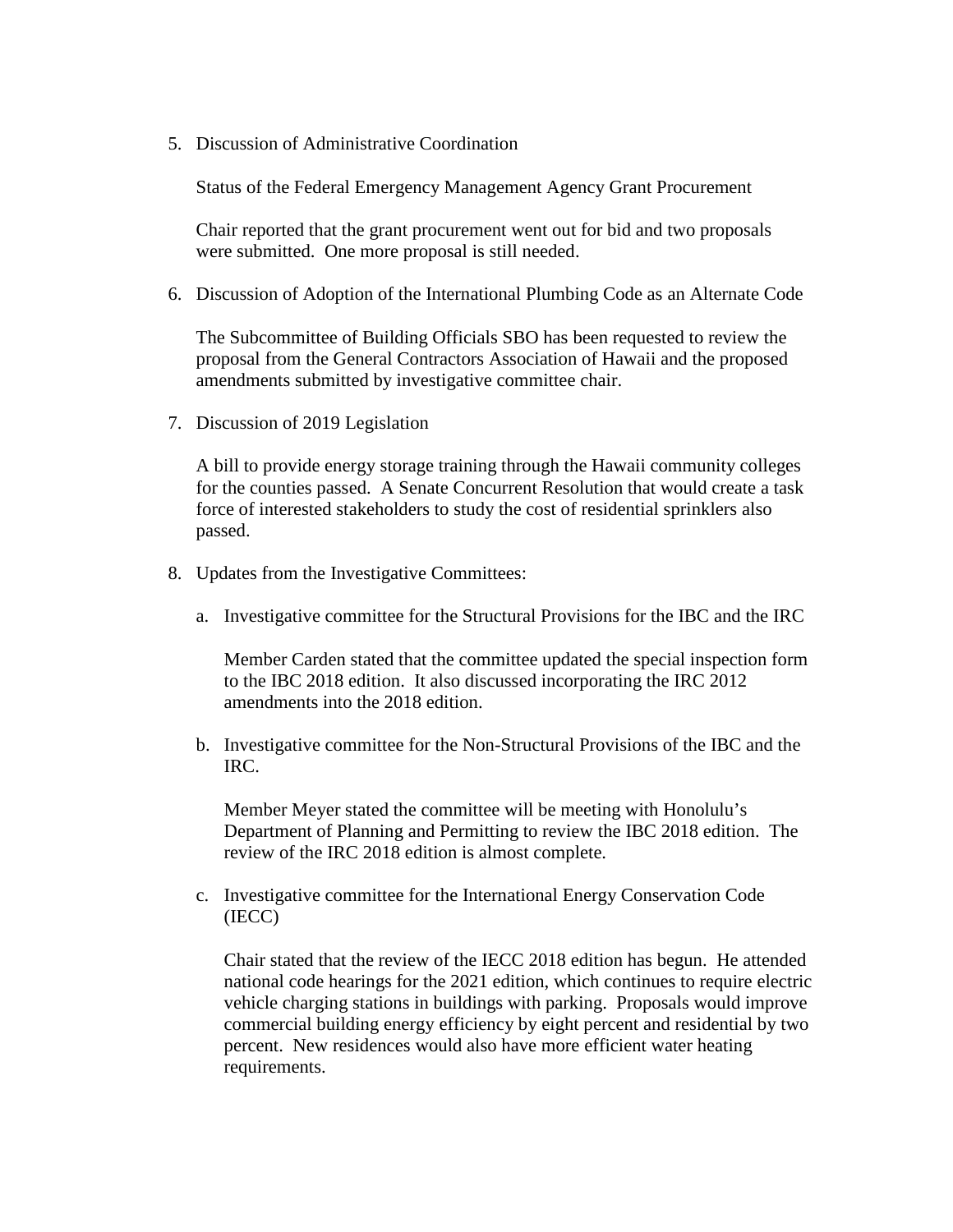5. Discussion of Administrative Coordination

   Status of the Federal Emergency Management Agency Grant Procurement

   Chair reported that the grant procurement went out for bid and two proposals were submitted.  One more proposal is still needed.

6. Discussion of Adoption of the International Plumbing Code as an Alternate Code

   The Subcommittee of Building Officials SBO has been requested to review the proposal from the General Contractors Association of Hawaii and the proposed amendments submitted by investigative committee chair.

7. Discussion of 2019 Legislation

   A bill to provide energy storage training through the Hawaii community colleges for the counties passed.  A Senate Concurrent Resolution that would create a task force of interested stakeholders to study the cost of residential sprinklers also passed.

8. Updates from the Investigative Committees:

   a. Investigative committee for the Structural Provisions for the IBC and the IRC

      Member Carden stated that the committee updated the special inspection form to the IBC 2018 edition.  It also discussed incorporating the IRC 2012 amendments into the 2018 edition.

   b. Investigative committee for the Non-Structural Provisions of the IBC and the IRC.

      Member Meyer stated the committee will be meeting with Honolulu's Department of Planning and Permitting to review the IBC 2018 edition.  The review of the IRC 2018 edition is almost complete.

   c. Investigative committee for the International Energy Conservation Code (IECC)

      Chair stated that the review of the IECC 2018 edition has begun.  He attended national code hearings for the 2021 edition, which continues to require electric vehicle charging stations in buildings with parking.  Proposals would improve commercial building energy efficiency by eight percent and residential by two percent.  New residences would also have more efficient water heating requirements.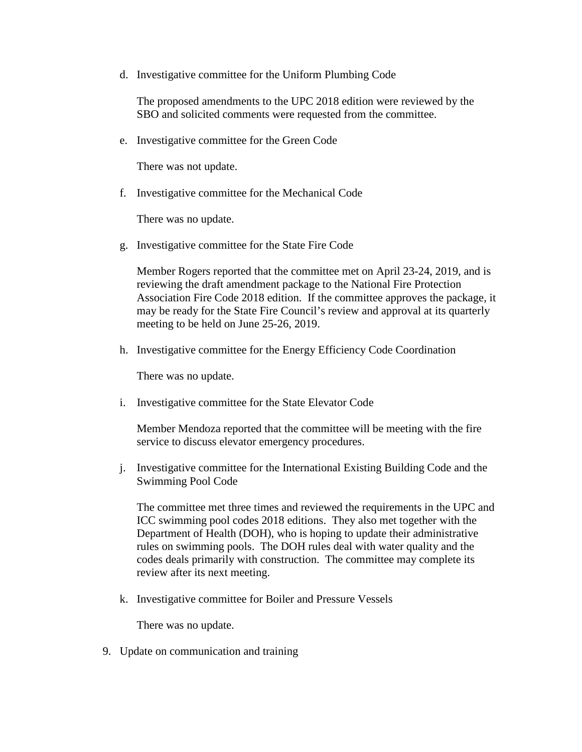d. Investigative committee for the Uniform Plumbing Code

   The proposed amendments to the UPC 2018 edition were reviewed by the SBO and solicited comments were requested from the committee.

e. Investigative committee for the Green Code

   There was not update.

f. Investigative committee for the Mechanical Code

   There was no update.

g. Investigative committee for the State Fire Code

   Member Rogers reported that the committee met on April 23-24, 2019, and is reviewing the draft amendment package to the National Fire Protection Association Fire Code 2018 edition. If the committee approves the package, it may be ready for the State Fire Council's review and approval at its quarterly meeting to be held on June 25-26, 2019.

h. Investigative committee for the Energy Efficiency Code Coordination

   There was no update.

i. Investigative committee for the State Elevator Code

   Member Mendoza reported that the committee will be meeting with the fire service to discuss elevator emergency procedures.

j. Investigative committee for the International Existing Building Code and the Swimming Pool Code

   The committee met three times and reviewed the requirements in the UPC and ICC swimming pool codes 2018 editions. They also met together with the Department of Health (DOH), who is hoping to update their administrative rules on swimming pools. The DOH rules deal with water quality and the codes deals primarily with construction. The committee may complete its review after its next meeting.

k. Investigative committee for Boiler and Pressure Vessels

   There was no update.

9. Update on communication and training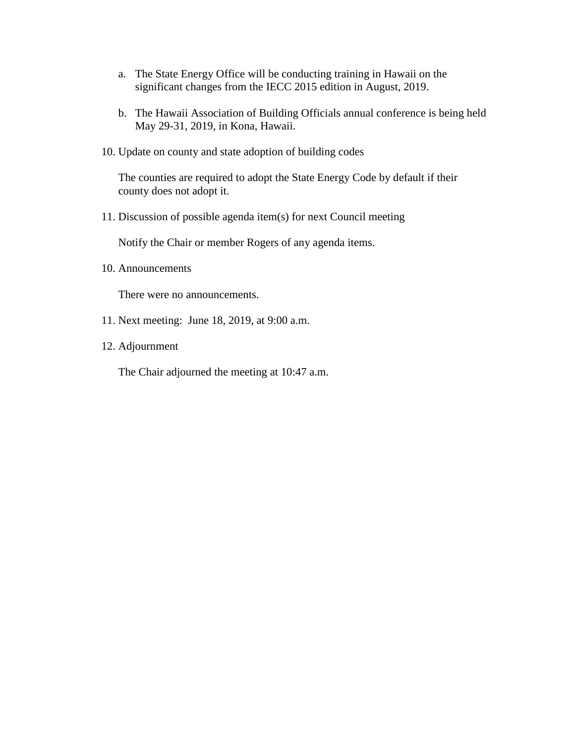a. The State Energy Office will be conducting training in Hawaii on the significant changes from the IECC 2015 edition in August, 2019.

b. The Hawaii Association of Building Officials annual conference is being held May 29-31, 2019, in Kona, Hawaii.

10. Update on county and state adoption of building codes

    The counties are required to adopt the State Energy Code by default if their county does not adopt it.

11. Discussion of possible agenda item(s) for next Council meeting

    Notify the Chair or member Rogers of any agenda items.

10. Announcements

    There were no announcements.

11. Next meeting: June 18, 2019, at 9:00 a.m.

12. Adjournment

    The Chair adjourned the meeting at 10:47 a.m.